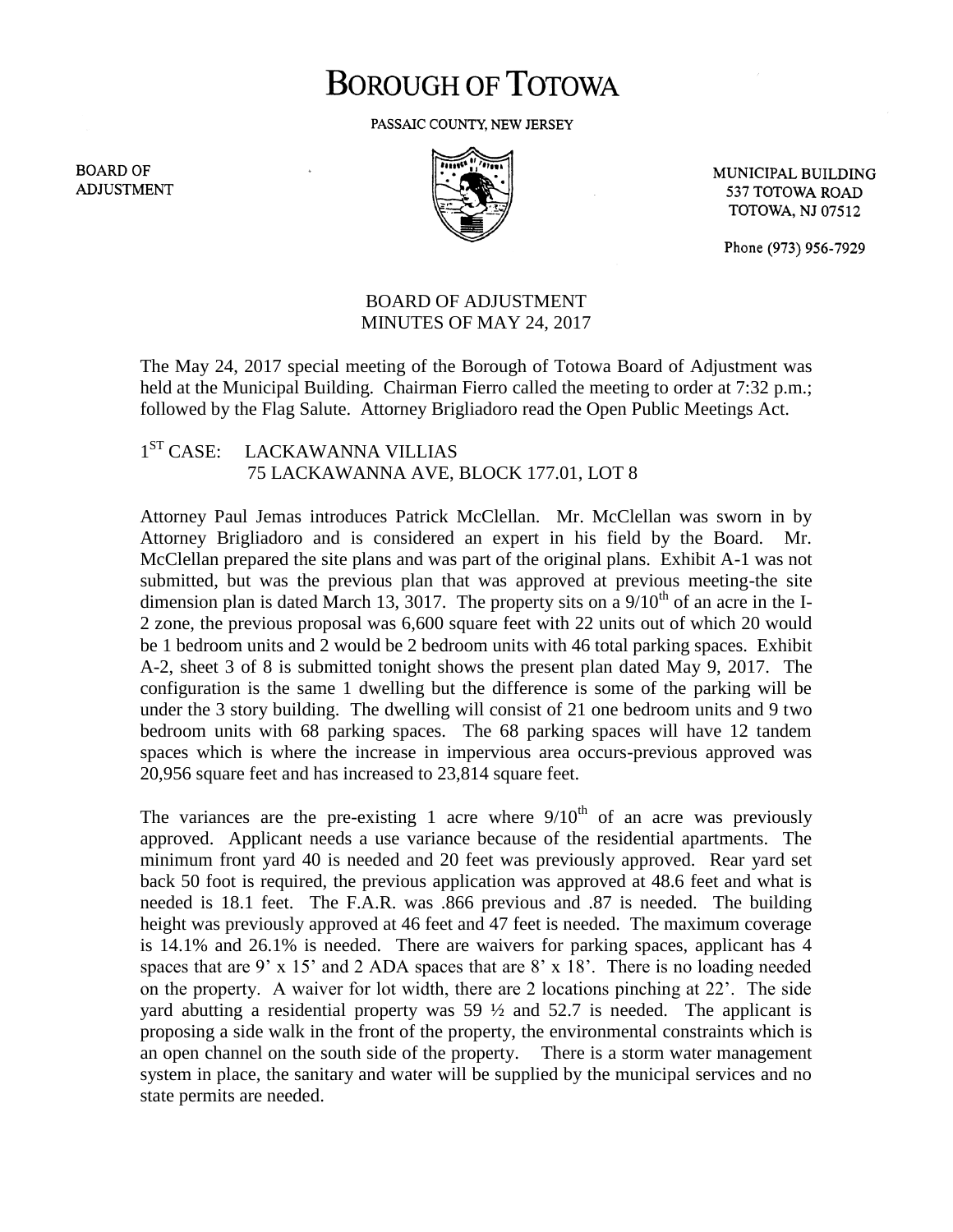# BOROUGH OF TOTOWA

PASSAIC COUNTY, NEW JERSEY

BOARD OF ADJUSTMENT

MUNICIPAL BUILDING
537 TOTOWA ROAD
TOTOWA, NJ 07512

Phone (973) 956-7929

## BOARD OF ADJUSTMENT
## MINUTES OF MAY 24, 2017

The May 24, 2017 special meeting of the Borough of Totowa Board of Adjustment was held at the Municipal Building. Chairman Fierro called the meeting to order at 7:32 p.m.; followed by the Flag Salute. Attorney Brigliadoro read the Open Public Meetings Act.

1ST CASE: LACKAWANNA VILLIAS
75 LACKAWANNA AVE, BLOCK 177.01, LOT 8

Attorney Paul Jemas introduces Patrick McClellan. Mr. McClellan was sworn in by Attorney Brigliadoro and is considered an expert in his field by the Board. Mr. McClellan prepared the site plans and was part of the original plans. Exhibit A-1 was not submitted, but was the previous plan that was approved at previous meeting-the site dimension plan is dated March 13, 3017. The property sits on a 9/10th of an acre in the I-2 zone, the previous proposal was 6,600 square feet with 22 units out of which 20 would be 1 bedroom units and 2 would be 2 bedroom units with 46 total parking spaces. Exhibit A-2, sheet 3 of 8 is submitted tonight shows the present plan dated May 9, 2017. The configuration is the same 1 dwelling but the difference is some of the parking will be under the 3 story building. The dwelling will consist of 21 one bedroom units and 9 two bedroom units with 68 parking spaces. The 68 parking spaces will have 12 tandem spaces which is where the increase in impervious area occurs-previous approved was 20,956 square feet and has increased to 23,814 square feet.

The variances are the pre-existing 1 acre where 9/10th of an acre was previously approved. Applicant needs a use variance because of the residential apartments. The minimum front yard 40 is needed and 20 feet was previously approved. Rear yard set back 50 foot is required, the previous application was approved at 48.6 feet and what is needed is 18.1 feet. The F.A.R. was .866 previous and .87 is needed. The building height was previously approved at 46 feet and 47 feet is needed. The maximum coverage is 14.1% and 26.1% is needed. There are waivers for parking spaces, applicant has 4 spaces that are 9' x 15' and 2 ADA spaces that are 8' x 18'. There is no loading needed on the property. A waiver for lot width, there are 2 locations pinching at 22'. The side yard abutting a residential property was 59 ½ and 52.7 is needed. The applicant is proposing a side walk in the front of the property, the environmental constraints which is an open channel on the south side of the property. There is a storm water management system in place, the sanitary and water will be supplied by the municipal services and no state permits are needed.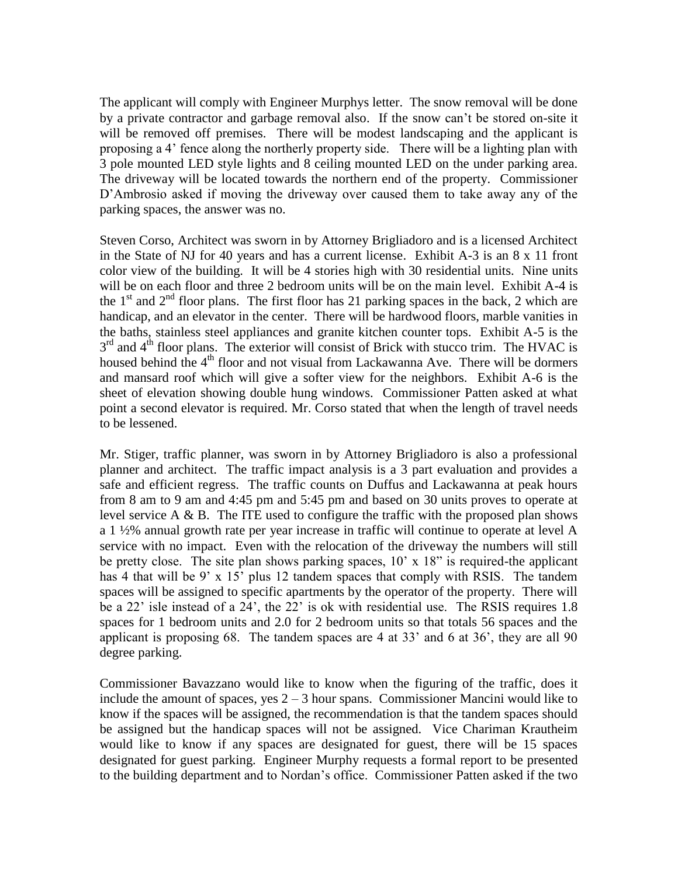The applicant will comply with Engineer Murphys letter. The snow removal will be done by a private contractor and garbage removal also. If the snow can't be stored on-site it will be removed off premises. There will be modest landscaping and the applicant is proposing a 4' fence along the northerly property side. There will be a lighting plan with 3 pole mounted LED style lights and 8 ceiling mounted LED on the under parking area. The driveway will be located towards the northern end of the property. Commissioner D'Ambrosio asked if moving the driveway over caused them to take away any of the parking spaces, the answer was no.

Steven Corso, Architect was sworn in by Attorney Brigliadoro and is a licensed Architect in the State of NJ for 40 years and has a current license. Exhibit A-3 is an 8 x 11 front color view of the building. It will be 4 stories high with 30 residential units. Nine units will be on each floor and three 2 bedroom units will be on the main level. Exhibit A-4 is the 1st and 2nd floor plans. The first floor has 21 parking spaces in the back, 2 which are handicap, and an elevator in the center. There will be hardwood floors, marble vanities in the baths, stainless steel appliances and granite kitchen counter tops. Exhibit A-5 is the 3rd and 4th floor plans. The exterior will consist of Brick with stucco trim. The HVAC is housed behind the 4th floor and not visual from Lackawanna Ave. There will be dormers and mansard roof which will give a softer view for the neighbors. Exhibit A-6 is the sheet of elevation showing double hung windows. Commissioner Patten asked at what point a second elevator is required. Mr. Corso stated that when the length of travel needs to be lessened.

Mr. Stiger, traffic planner, was sworn in by Attorney Brigliadoro is also a professional planner and architect. The traffic impact analysis is a 3 part evaluation and provides a safe and efficient regress. The traffic counts on Duffus and Lackawanna at peak hours from 8 am to 9 am and 4:45 pm and 5:45 pm and based on 30 units proves to operate at level service A & B. The ITE used to configure the traffic with the proposed plan shows a 1 ½% annual growth rate per year increase in traffic will continue to operate at level A service with no impact. Even with the relocation of the driveway the numbers will still be pretty close. The site plan shows parking spaces, 10' x 18" is required-the applicant has 4 that will be 9' x 15' plus 12 tandem spaces that comply with RSIS. The tandem spaces will be assigned to specific apartments by the operator of the property. There will be a 22' isle instead of a 24', the 22' is ok with residential use. The RSIS requires 1.8 spaces for 1 bedroom units and 2.0 for 2 bedroom units so that totals 56 spaces and the applicant is proposing 68. The tandem spaces are 4 at 33' and 6 at 36', they are all 90 degree parking.

Commissioner Bavazzano would like to know when the figuring of the traffic, does it include the amount of spaces, yes 2 – 3 hour spans. Commissioner Mancini would like to know if the spaces will be assigned, the recommendation is that the tandem spaces should be assigned but the handicap spaces will not be assigned. Vice Chariman Krautheim would like to know if any spaces are designated for guest, there will be 15 spaces designated for guest parking. Engineer Murphy requests a formal report to be presented to the building department and to Nordan's office. Commissioner Patten asked if the two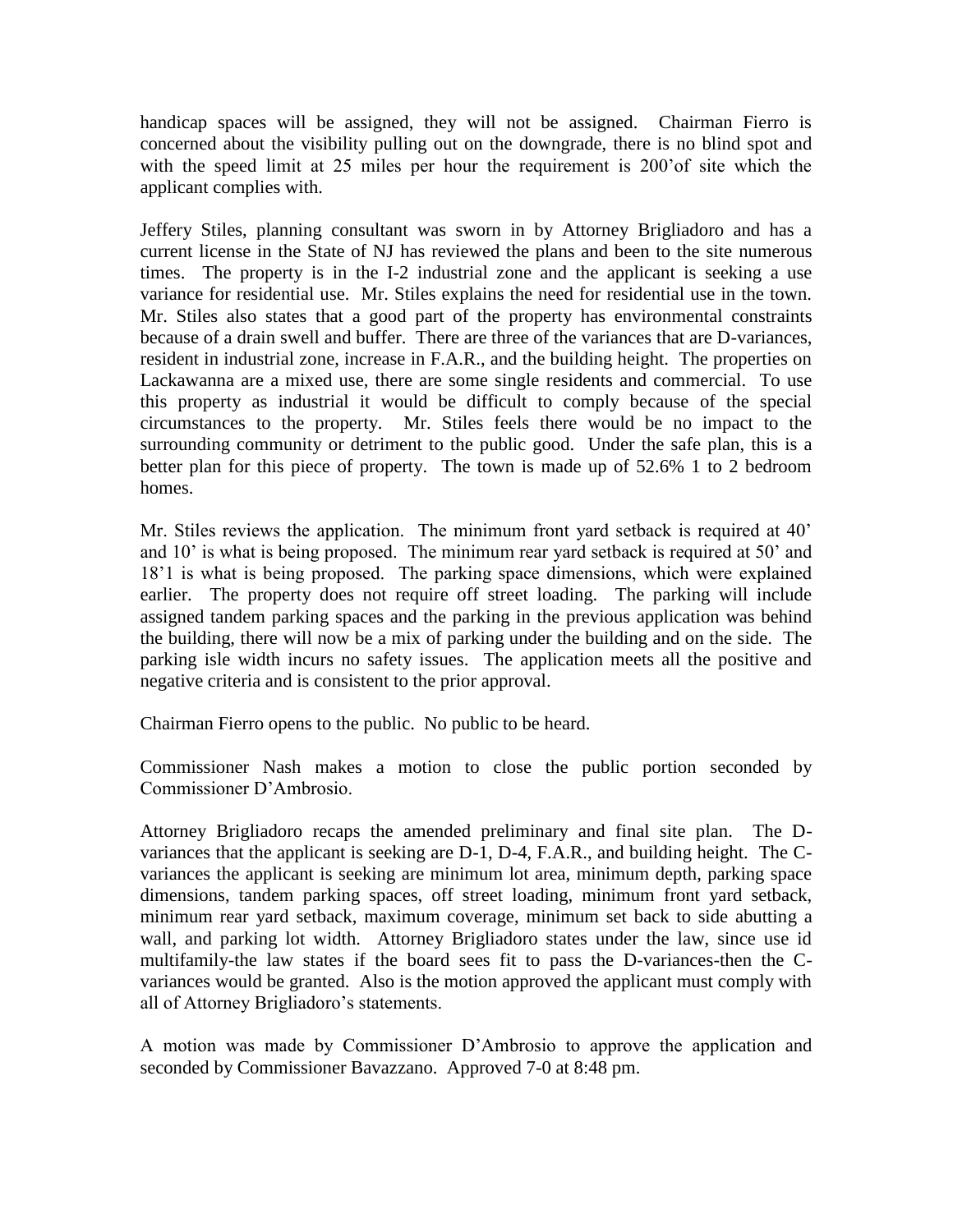handicap spaces will be assigned, they will not be assigned. Chairman Fierro is concerned about the visibility pulling out on the downgrade, there is no blind spot and with the speed limit at 25 miles per hour the requirement is 200'of site which the applicant complies with.

Jeffery Stiles, planning consultant was sworn in by Attorney Brigliadoro and has a current license in the State of NJ has reviewed the plans and been to the site numerous times. The property is in the I-2 industrial zone and the applicant is seeking a use variance for residential use. Mr. Stiles explains the need for residential use in the town. Mr. Stiles also states that a good part of the property has environmental constraints because of a drain swell and buffer. There are three of the variances that are D-variances, resident in industrial zone, increase in F.A.R., and the building height. The properties on Lackawanna are a mixed use, there are some single residents and commercial. To use this property as industrial it would be difficult to comply because of the special circumstances to the property. Mr. Stiles feels there would be no impact to the surrounding community or detriment to the public good. Under the safe plan, this is a better plan for this piece of property. The town is made up of 52.6% 1 to 2 bedroom homes.

Mr. Stiles reviews the application. The minimum front yard setback is required at 40' and 10' is what is being proposed. The minimum rear yard setback is required at 50' and 18'1 is what is being proposed. The parking space dimensions, which were explained earlier. The property does not require off street loading. The parking will include assigned tandem parking spaces and the parking in the previous application was behind the building, there will now be a mix of parking under the building and on the side. The parking isle width incurs no safety issues. The application meets all the positive and negative criteria and is consistent to the prior approval.

Chairman Fierro opens to the public. No public to be heard.

Commissioner Nash makes a motion to close the public portion seconded by Commissioner D'Ambrosio.

Attorney Brigliadoro recaps the amended preliminary and final site plan. The D-variances that the applicant is seeking are D-1, D-4, F.A.R., and building height. The C-variances the applicant is seeking are minimum lot area, minimum depth, parking space dimensions, tandem parking spaces, off street loading, minimum front yard setback, minimum rear yard setback, maximum coverage, minimum set back to side abutting a wall, and parking lot width. Attorney Brigliadoro states under the law, since use id multifamily-the law states if the board sees fit to pass the D-variances-then the C-variances would be granted. Also is the motion approved the applicant must comply with all of Attorney Brigliadoro's statements.

A motion was made by Commissioner D'Ambrosio to approve the application and seconded by Commissioner Bavazzano. Approved 7-0 at 8:48 pm.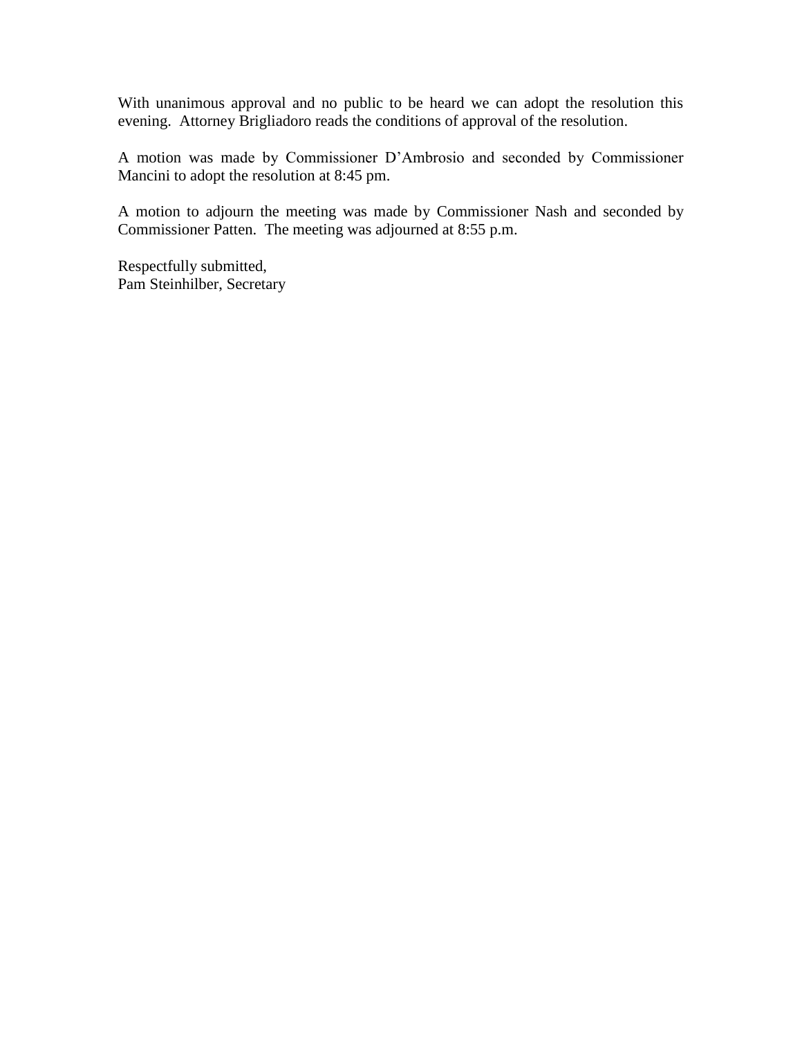With unanimous approval and no public to be heard we can adopt the resolution this evening. Attorney Brigliadoro reads the conditions of approval of the resolution.

A motion was made by Commissioner D'Ambrosio and seconded by Commissioner Mancini to adopt the resolution at 8:45 pm.

A motion to adjourn the meeting was made by Commissioner Nash and seconded by Commissioner Patten. The meeting was adjourned at 8:55 p.m.

Respectfully submitted,
Pam Steinhilber, Secretary